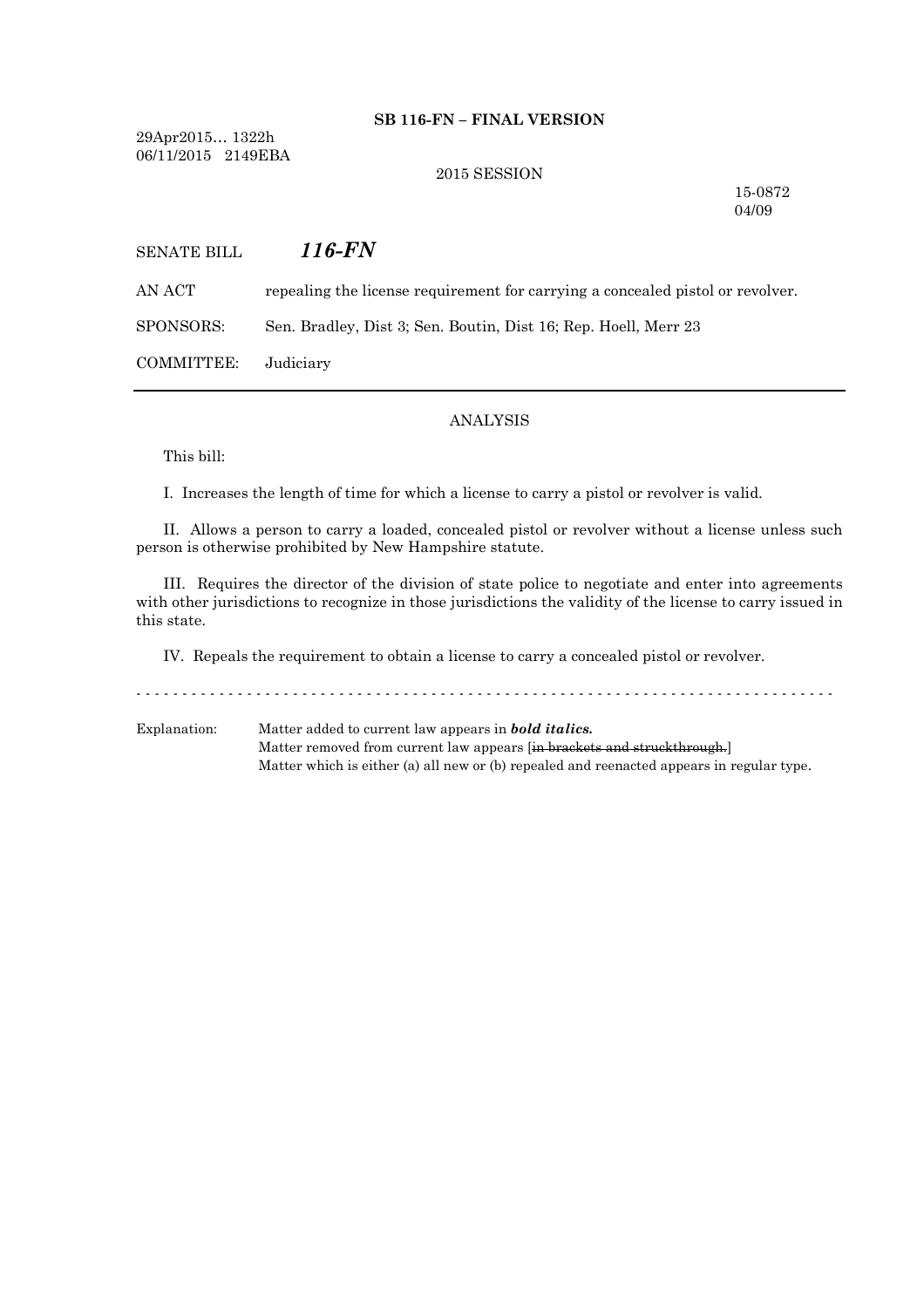**SB 116-FN – FINAL VERSION**

29Apr2015… 1322h
06/11/2015 2149EBA

2015 SESSION

15-0872
04/09

SENATE BILL ***116-FN***

AN ACT repealing the license requirement for carrying a concealed pistol or revolver.

SPONSORS: Sen. Bradley, Dist 3; Sen. Boutin, Dist 16; Rep. Hoell, Merr 23

COMMITTEE: Judiciary

---

ANALYSIS

This bill:

I. Increases the length of time for which a license to carry a pistol or revolver is valid.

II. Allows a person to carry a loaded, concealed pistol or revolver without a license unless such person is otherwise prohibited by New Hampshire statute.

III. Requires the director of the division of state police to negotiate and enter into agreements with other jurisdictions to recognize in those jurisdictions the validity of the license to carry issued in this state.

IV. Repeals the requirement to obtain a license to carry a concealed pistol or revolver.

- - - - - - - - - - - - - - - - - - - - - - - - - - - - - - - - - - - - - - - - - - - - - - - - - - - - - - - - - - - - - - - - - - - - - - - - - -

Explanation: Matter added to current law appears in ***bold italics.***
Matter removed from current law appears [~~in brackets and struckthrough.~~]
Matter which is either (a) all new or (b) repealed and reenacted appears in regular type.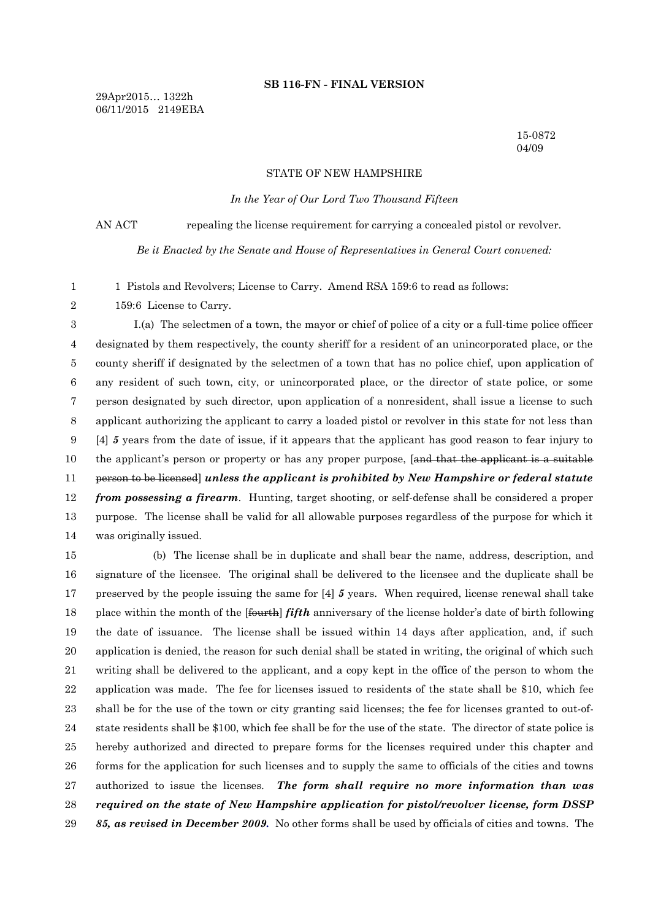**SB 116-FN - FINAL VERSION**

29Apr2015... 1322h
06/11/2015 2149EBA

15-0872
04/09

STATE OF NEW HAMPSHIRE

*In the Year of Our Lord Two Thousand Fifteen*

AN ACT repealing the license requirement for carrying a concealed pistol or revolver.

*Be it Enacted by the Senate and House of Representatives in General Court convened:*

1 1 Pistols and Revolvers; License to Carry. Amend RSA 159:6 to read as follows:

2 159:6 License to Carry.

3 I.(a) The selectmen of a town, the mayor or chief of police of a city or a full-time police officer
4 designated by them respectively, the county sheriff for a resident of an unincorporated place, or the
5 county sheriff if designated by the selectmen of a town that has no police chief, upon application of
6 any resident of such town, city, or unincorporated place, or the director of state police, or some
7 person designated by such director, upon application of a nonresident, shall issue a license to such
8 applicant authorizing the applicant to carry a loaded pistol or revolver in this state for not less than
9 [4] ***5*** years from the date of issue, if it appears that the applicant has good reason to fear injury to
10 the applicant's person or property or has any proper purpose, [~~and that the applicant is a suitable~~
11 ~~person to be licensed~~] ***unless the applicant is prohibited by New Hampshire or federal statute***
12 ***from possessing a firearm***. Hunting, target shooting, or self-defense shall be considered a proper
13 purpose. The license shall be valid for all allowable purposes regardless of the purpose for which it
14 was originally issued.

15 (b) The license shall be in duplicate and shall bear the name, address, description, and
16 signature of the licensee. The original shall be delivered to the licensee and the duplicate shall be
17 preserved by the people issuing the same for [4] ***5*** years. When required, license renewal shall take
18 place within the month of the [~~fourth~~] ***fifth*** anniversary of the license holder's date of birth following
19 the date of issuance. The license shall be issued within 14 days after application, and, if such
20 application is denied, the reason for such denial shall be stated in writing, the original of which such
21 writing shall be delivered to the applicant, and a copy kept in the office of the person to whom the
22 application was made. The fee for licenses issued to residents of the state shall be $10, which fee
23 shall be for the use of the town or city granting said licenses; the fee for licenses granted to out-of-
24 state residents shall be $100, which fee shall be for the use of the state. The director of state police is
25 hereby authorized and directed to prepare forms for the licenses required under this chapter and
26 forms for the application for such licenses and to supply the same to officials of the cities and towns
27 authorized to issue the licenses. ***The form shall require no more information than was***
28 ***required on the state of New Hampshire application for pistol/revolver license, form DSSP***
29 ***85, as revised in December 2009.*** No other forms shall be used by officials of cities and towns. The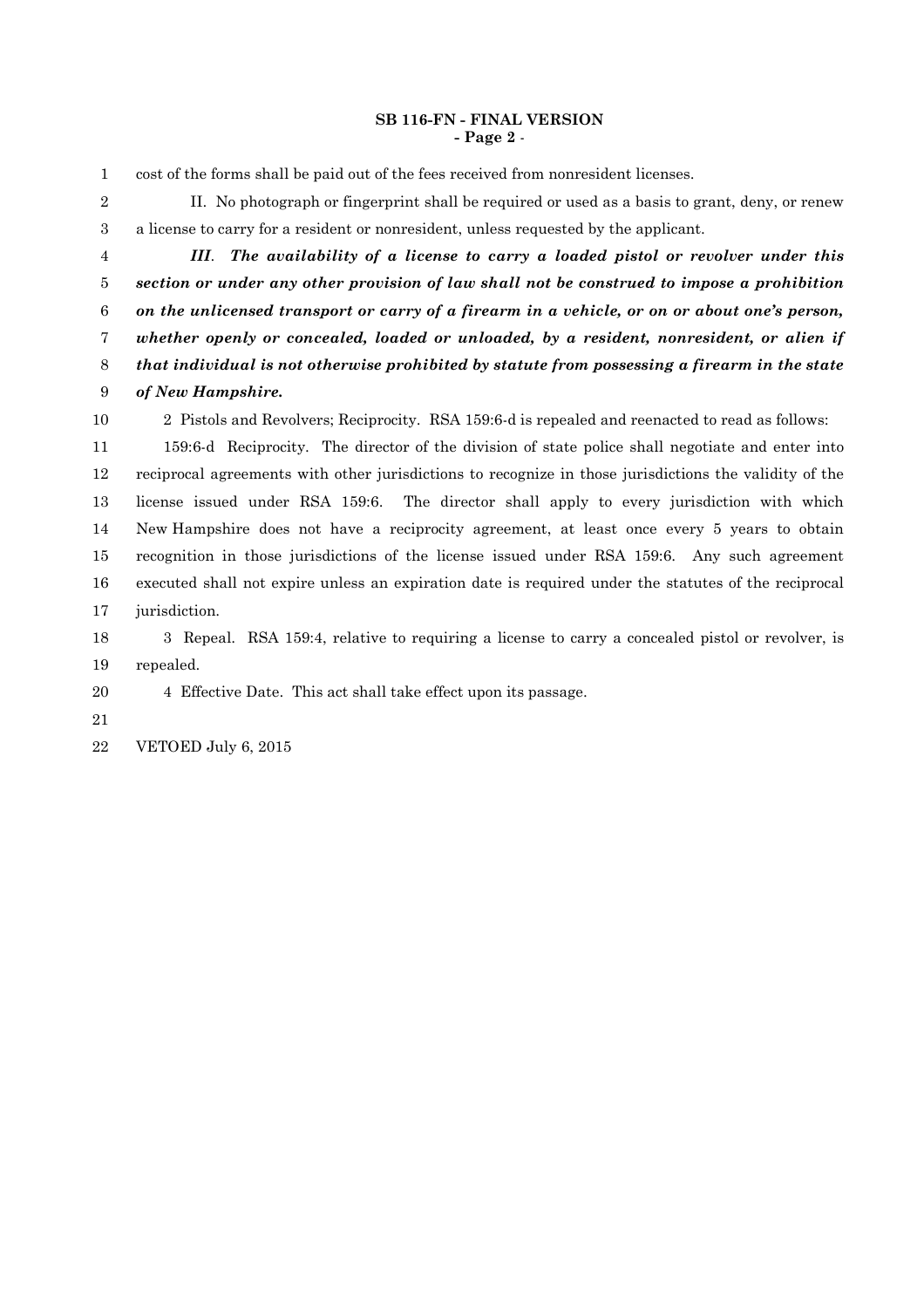cost of the forms shall be paid out of the fees received from nonresident licenses.

II. No photograph or fingerprint shall be required or used as a basis to grant, deny, or renew a license to carry for a resident or nonresident, unless requested by the applicant.

***III. The availability of a license to carry a loaded pistol or revolver under this section or under any other provision of law shall not be construed to impose a prohibition on the unlicensed transport or carry of a firearm in a vehicle, or on or about one's person, whether openly or concealed, loaded or unloaded, by a resident, nonresident, or alien if that individual is not otherwise prohibited by statute from possessing a firearm in the state of New Hampshire.***

2 Pistols and Revolvers; Reciprocity. RSA 159:6-d is repealed and reenacted to read as follows:

159:6-d Reciprocity. The director of the division of state police shall negotiate and enter into reciprocal agreements with other jurisdictions to recognize in those jurisdictions the validity of the license issued under RSA 159:6. The director shall apply to every jurisdiction with which New Hampshire does not have a reciprocity agreement, at least once every 5 years to obtain recognition in those jurisdictions of the license issued under RSA 159:6. Any such agreement executed shall not expire unless an expiration date is required under the statutes of the reciprocal jurisdiction.

3 Repeal. RSA 159:4, relative to requiring a license to carry a concealed pistol or revolver, is repealed.

4 Effective Date. This act shall take effect upon its passage.

VETOED July 6, 2015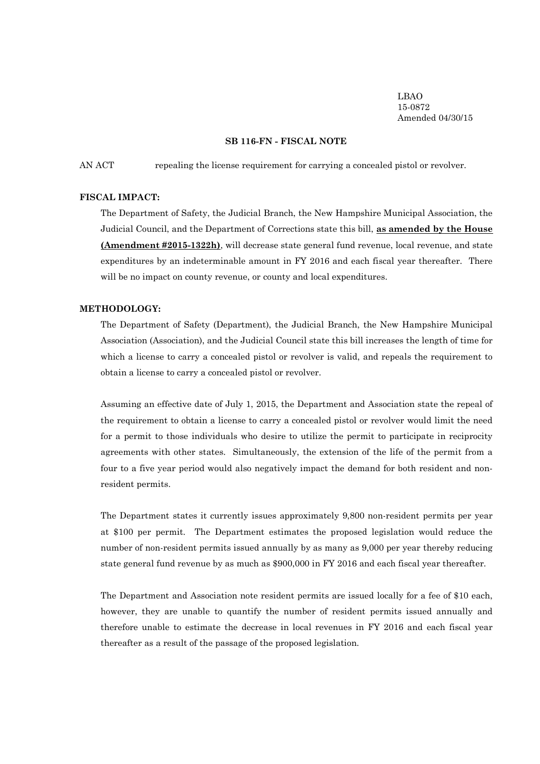LBAO
15-0872
Amended 04/30/15

**SB 116-FN - FISCAL NOTE**

AN ACT repealing the license requirement for carrying a concealed pistol or revolver.

**FISCAL IMPACT:**

The Department of Safety, the Judicial Branch, the New Hampshire Municipal Association, the Judicial Council, and the Department of Corrections state this bill, **as amended by the House (Amendment #2015-1322h)**, will decrease state general fund revenue, local revenue, and state expenditures by an indeterminable amount in FY 2016 and each fiscal year thereafter. There will be no impact on county revenue, or county and local expenditures.

**METHODOLOGY:**

The Department of Safety (Department), the Judicial Branch, the New Hampshire Municipal Association (Association), and the Judicial Council state this bill increases the length of time for which a license to carry a concealed pistol or revolver is valid, and repeals the requirement to obtain a license to carry a concealed pistol or revolver.

Assuming an effective date of July 1, 2015, the Department and Association state the repeal of the requirement to obtain a license to carry a concealed pistol or revolver would limit the need for a permit to those individuals who desire to utilize the permit to participate in reciprocity agreements with other states. Simultaneously, the extension of the life of the permit from a four to a five year period would also negatively impact the demand for both resident and non-resident permits.

The Department states it currently issues approximately 9,800 non-resident permits per year at $100 per permit. The Department estimates the proposed legislation would reduce the number of non-resident permits issued annually by as many as 9,000 per year thereby reducing state general fund revenue by as much as $900,000 in FY 2016 and each fiscal year thereafter.

The Department and Association note resident permits are issued locally for a fee of $10 each, however, they are unable to quantify the number of resident permits issued annually and therefore unable to estimate the decrease in local revenues in FY 2016 and each fiscal year thereafter as a result of the passage of the proposed legislation.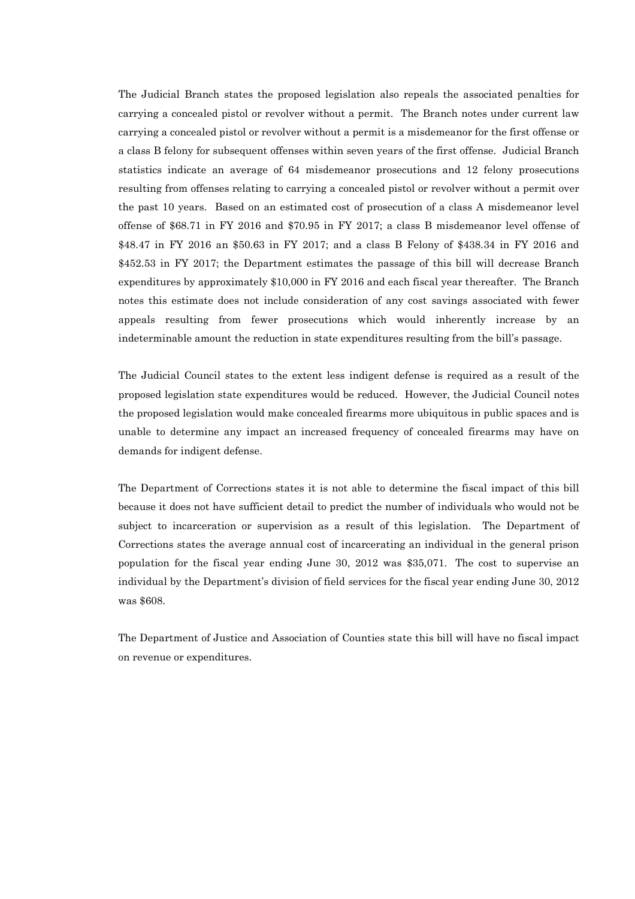The Judicial Branch states the proposed legislation also repeals the associated penalties for carrying a concealed pistol or revolver without a permit. The Branch notes under current law carrying a concealed pistol or revolver without a permit is a misdemeanor for the first offense or a class B felony for subsequent offenses within seven years of the first offense. Judicial Branch statistics indicate an average of 64 misdemeanor prosecutions and 12 felony prosecutions resulting from offenses relating to carrying a concealed pistol or revolver without a permit over the past 10 years. Based on an estimated cost of prosecution of a class A misdemeanor level offense of $68.71 in FY 2016 and $70.95 in FY 2017; a class B misdemeanor level offense of $48.47 in FY 2016 an $50.63 in FY 2017; and a class B Felony of $438.34 in FY 2016 and $452.53 in FY 2017; the Department estimates the passage of this bill will decrease Branch expenditures by approximately $10,000 in FY 2016 and each fiscal year thereafter. The Branch notes this estimate does not include consideration of any cost savings associated with fewer appeals resulting from fewer prosecutions which would inherently increase by an indeterminable amount the reduction in state expenditures resulting from the bill's passage.

The Judicial Council states to the extent less indigent defense is required as a result of the proposed legislation state expenditures would be reduced. However, the Judicial Council notes the proposed legislation would make concealed firearms more ubiquitous in public spaces and is unable to determine any impact an increased frequency of concealed firearms may have on demands for indigent defense.

The Department of Corrections states it is not able to determine the fiscal impact of this bill because it does not have sufficient detail to predict the number of individuals who would not be subject to incarceration or supervision as a result of this legislation. The Department of Corrections states the average annual cost of incarcerating an individual in the general prison population for the fiscal year ending June 30, 2012 was $35,071. The cost to supervise an individual by the Department's division of field services for the fiscal year ending June 30, 2012 was $608.

The Department of Justice and Association of Counties state this bill will have no fiscal impact on revenue or expenditures.